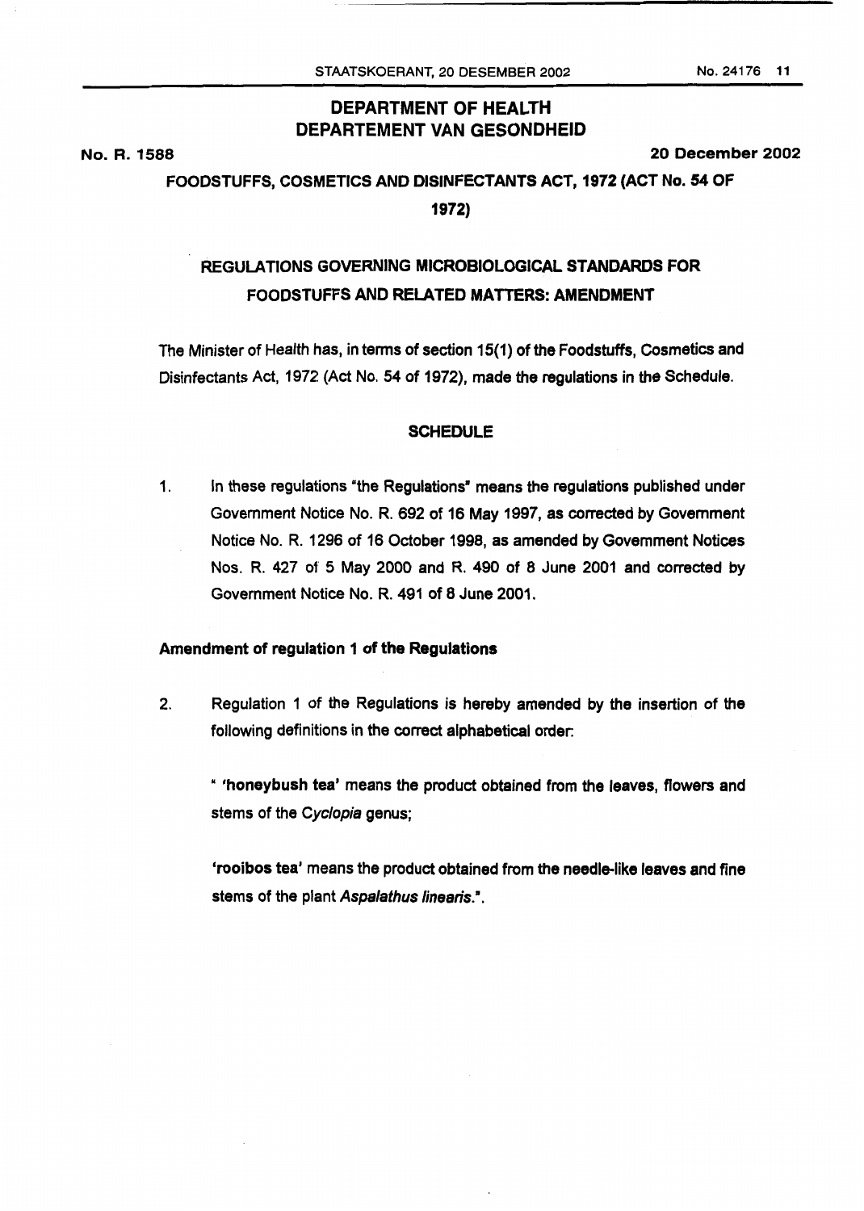# DEPARTMENT OF HEALTH
# DEPARTEMENT VAN GESONDHEID

**No. R. 1588** **20 December 2002**

## FOODSTUFFS, COSMETICS AND DISINFECTANTS ACT, 1972 (ACT No. 54 OF 1972)

## REGULATIONS GOVERNING MICROBIOLOGICAL STANDARDS FOR FOODSTUFFS AND RELATED MATTERS: AMENDMENT

The Minister of Health has, in terms of section 15(1) of the Foodstuffs, Cosmetics and Disinfectants Act, 1972 (Act No. 54 of 1972), made the regulations in the Schedule.

### SCHEDULE

1. In these regulations "the Regulations" means the regulations published under Government Notice No. R. 692 of 16 May 1997, as corrected by Government Notice No. R. 1296 of 16 October 1998, as amended by Government Notices Nos. R. 427 of 5 May 2000 and R. 490 of 8 June 2001 and corrected by Government Notice No. R. 491 of 8 June 2001.

**Amendment of regulation 1 of the Regulations**

2. Regulation 1 of the Regulations is hereby amended by the insertion of the following definitions in the correct alphabetical order:

   " **'honeybush tea'** means the product obtained from the leaves, flowers and stems of the *Cyclopia* genus;

   **'rooibos tea'** means the product obtained from the needle-like leaves and fine stems of the plant *Aspalathus linearis*.".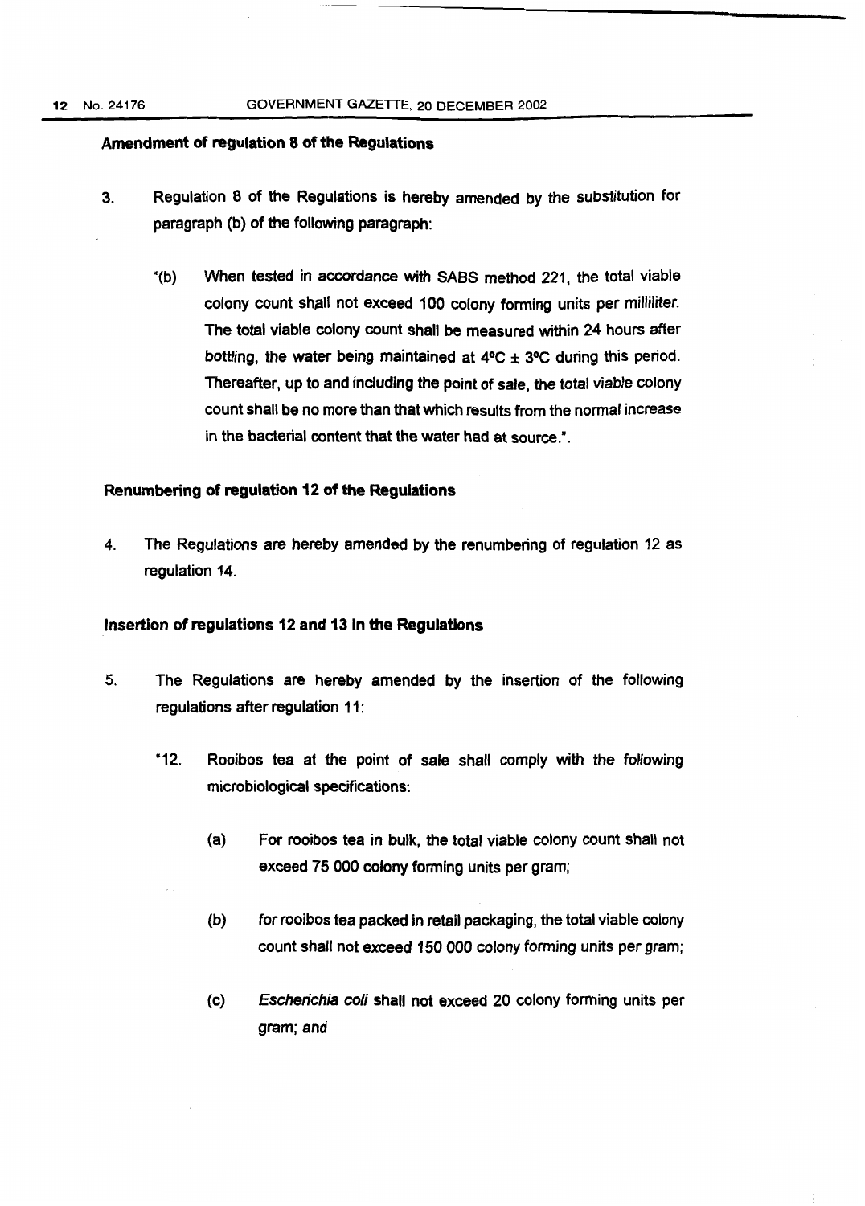**Amendment of regulation 8 of the Regulations**

3. Regulation 8 of the Regulations is hereby amended by the substitution for paragraph (b) of the following paragraph:

"(b) When tested in accordance with SABS method 221, the total viable colony count shall not exceed 100 colony forming units per milliliter. The total viable colony count shall be measured within 24 hours after bottling, the water being maintained at 4°C ± 3°C during this period. Thereafter, up to and including the point of sale, the total viable colony count shall be no more than that which results from the normal increase in the bacterial content that the water had at source.".

**Renumbering of regulation 12 of the Regulations**

4. The Regulations are hereby amended by the renumbering of regulation 12 as regulation 14.

**Insertion of regulations 12 and 13 in the Regulations**

5. The Regulations are hereby amended by the insertion of the following regulations after regulation 11:

"12. Rooibos tea at the point of sale shall comply with the following microbiological specifications:

(a) For rooibos tea in bulk, the total viable colony count shall not exceed 75 000 colony forming units per gram;

(b) for rooibos tea packed in retail packaging, the total viable colony count shall not exceed 150 000 colony forming units per gram;

(c) *Escherichia coli* shall not exceed 20 colony forming units per gram; and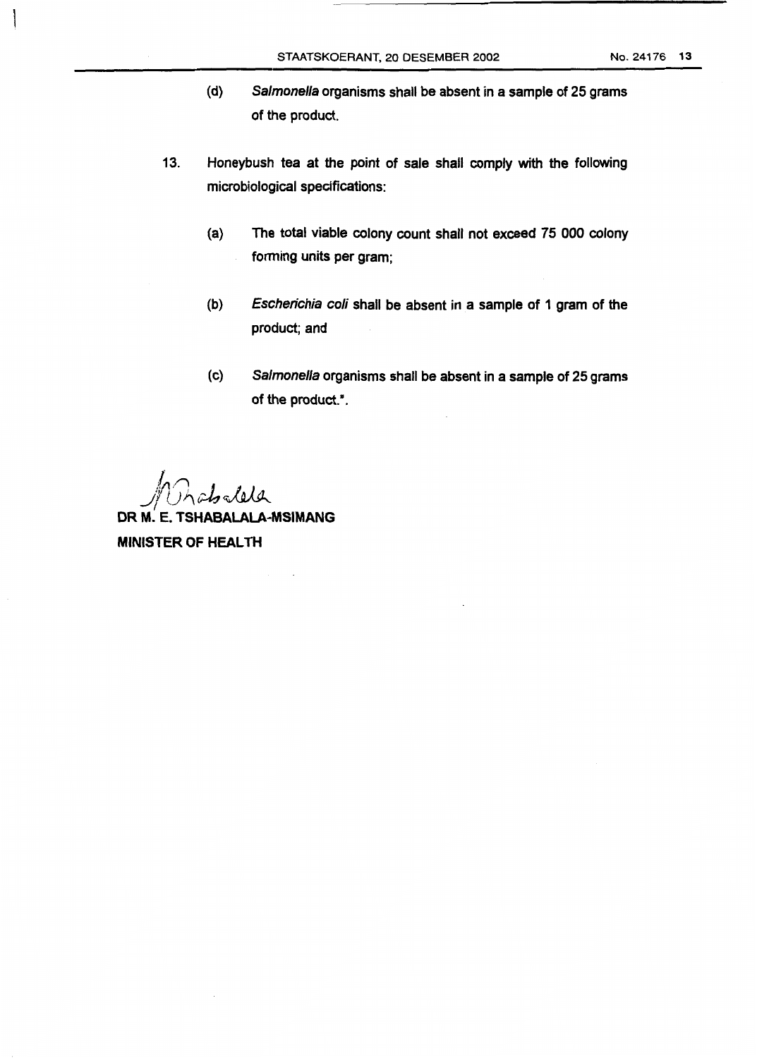(d) *Salmonella* organisms shall be absent in a sample of 25 grams of the product.

13. Honeybush tea at the point of sale shall comply with the following microbiological specifications:

(a) The total viable colony count shall not exceed 75 000 colony forming units per gram;

(b) *Escherichia coli* shall be absent in a sample of 1 gram of the product; and

(c) *Salmonella* organisms shall be absent in a sample of 25 grams of the product.".

**DR M. E. TSHABALALA-MSIMANG**
**MINISTER OF HEALTH**